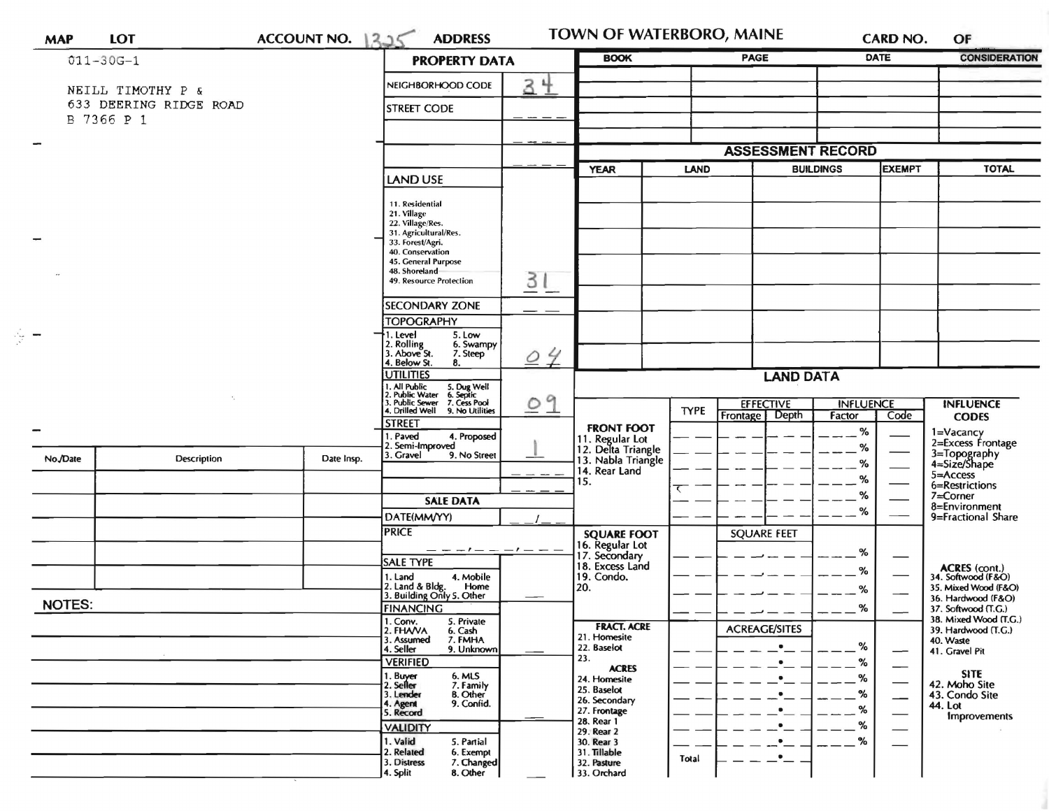| MAP | LOT | ACCOUNT NO. 1325 | ADDRESS | TOWN OF WATERBORO, MAINE | CARD NO. | OF |
|---|---|---|---|---|---|---|

011-30G-1

NEILL TIMOTHY P &
633 DEERING RIDGE ROAD
B 7366 P 1

## PROPERTY DATA

| Field | Value |
|---|---|
| NEIGHBORHOOD CODE | 34 |
| STREET CODE | |
| LAND USE (11. Residential, 21. Village, 22. Village/Res., 31. Agricultural/Res., 33. Forest/Agri., 40. Conservation, 45. General Purpose, 48. Shoreland, 49. Resource Protection) | 31 |
| SECONDARY ZONE | |
| TOPOGRAPHY (1. Level, 2. Rolling, 3. Above St., 4. Below St., 5. Low, 6. Swampy, 7. Steep, 8.) | 04 |
| UTILITIES (1. All Public, 2. Public Water, 3. Public Sewer, 4. Drilled Well, 5. Dug Well, 6. Septic, 7. Cess Pool, 9. No Utilities) | 09 |
| STREET (1. Paved, 2. Semi-Improved, 3. Gravel, 4. Proposed, 9. No Street) | 1 |

## SALE DATA

| Field | Value |
|---|---|
| DATE(MM/YY) | / |
| PRICE | |
| SALE TYPE (1. Land, 2. Land & Bldg., 3. Building Only, 4. Mobile Home, 5. Other) | |
| FINANCING (1. Conv., 2. FHA/VA, 3. Assumed, 4. Seller, 5. Private, 6. Cash, 7. FMHA, 9. Unknown) | |
| VERIFIED (1. Buyer, 2. Seller, 3. Lender, 4. Agent, 5. Record, 6. MLS, 7. Family, 8. Other, 9. Confid.) | |
| VALIDITY (1. Valid, 2. Related, 3. Distress, 4. Split, 5. Partial, 6. Exempt, 7. Changed, 8. Other) | |

| BOOK | PAGE | DATE | CONSIDERATION |
|---|---|---|---|
| | | | |

## ASSESSMENT RECORD

| YEAR | LAND | BUILDINGS | EXEMPT | TOTAL |
|---|---|---|---|---|
| | | | | |

## LAND DATA

| | TYPE | EFFECTIVE Frontage | EFFECTIVE Depth | INFLUENCE Factor | INFLUENCE Code |
|---|---|---|---|---|---|
| FRONT FOOT: 11. Regular Lot, 12. Delta Triangle, 13. Nabla Triangle, 14. Rear Land, 15. | | | | % | |
| SQUARE FOOT: 16. Regular Lot, 17. Secondary, 18. Excess Land, 19. Condo., 20. | | SQUARE FEET | | % | |
| FRACT. ACRE: 21. Homesite, 22. Baselot, 23. ACRES: 24. Homesite, 25. Baselot, 26. Secondary, 27. Frontage, 28. Rear 1, 29. Rear 2, 30. Rear 3, 31. Tillable, 32. Pasture, 33. Orchard | | ACREAGE/SITES | | % | |
| | Total | | | | |

**INFLUENCE CODES**
1=Vacancy
2=Excess Frontage
3=Topography
4=Size/Shape
5=Access
6=Restrictions
7=Corner
8=Environment
9=Fractional Share

**ACRES (cont.)**
34. Softwood (F&O)
35. Mixed Wood (F&O)
36. Hardwood (F&O)
37. Softwood (T.G.)
38. Mixed Wood (T.G.)
39. Hardwood (T.G.)
40. Waste
41. Gravel Pit

**SITE**
42. Moho Site
43. Condo Site
44. Lot Improvements

| No./Date | Description | Date Insp. |
|---|---|---|
| | | |

NOTES: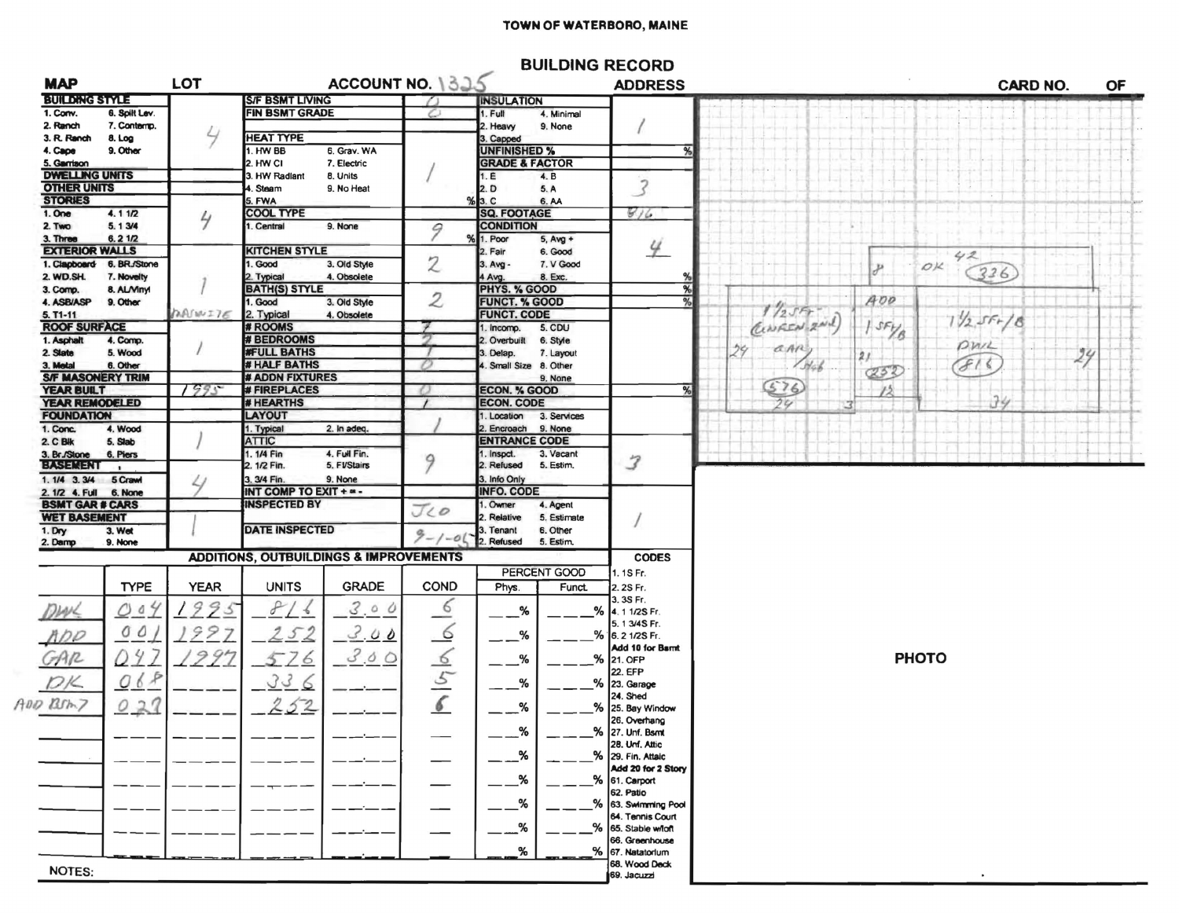**TOWN OF WATERBORO, MAINE**

## BUILDING RECORD

MAP | LOT | ACCOUNT NO. 1325 | ADDRESS | CARD NO. | OF

| Field | Value | Field | Value | Field | Value |
|---|---|---|---|---|---|
| **BUILDING STYLE** 1. Conv. 6. Split Lev. 2. Ranch 7. Contemp. 3. R. Ranch 8. Log 4. Cape 9. Other 5. Garrison | 4 | **S/F BSMT LIVING** | 0 | **INSULATION** 1. Full 4. Minimal 2. Heavy 9. None 3. Capped | 1 |
| **DWELLING UNITS** | | **FIN BSMT GRADE** | 0 | **UNFINISHED %** | % |
| **OTHER UNITS** | | **HEAT TYPE** 1. HW BB 6. Grav. WA 2. HW CI 7. Electric 3. HW Radiant 8. Units 4. Steam 9. No Heat 5. FWA | 1 % | **GRADE & FACTOR** 1. E 4. B 2. D 5. A 3. C 6. AA | 3 |
| **STORIES** 1. One 4. 1 1/2 2. Two 5. 1 3/4 3. Three 6. 2 1/2 | 4 | **COOL TYPE** 1. Central 9. None | 9 % | **SQ. FOOTAGE** | 816 |
| **EXTERIOR WALLS** 1. Clapboard 6. BR./Stone 2. WD.SH. 7. Novelty 3. Comp. 8. AL/Vinyl 4. ASB/ASP 9. Other 5. T1-11 | 1 HARDWOOD | **KITCHEN STYLE** 1. Good 3. Old Style 2. Typical 4. Obsolete | 2 | **CONDITION** 1. Poor 5. Avg + 2. Fair 6. Good 3. Avg - 7. V Good 4. Avg. 8. Exc. | 4 |
| | | **BATH(S) STYLE** 1. Good 3. Old Style 2. Typical 4. Obsolete | 2 | **PHYS. % GOOD** | % |
| **ROOF SURFACE** 1. Asphalt 4. Comp. 2. Slate 5. Wood 3. Metal 6. Other | 1 | **# ROOMS** | 7 | **FUNCT. % GOOD** | % |
| | | **# BEDROOMS** | 2 | **FUNCT. CODE** 1. Incomp. 5. CDU 2. Overbuilt 6. Style 3. Delap. 7. Layout 4. Small Size 8. Other 9. None | |
| | | **#FULL BATHS** | 1 | | |
| | | **# HALF BATHS** | 0 | | |
| **S/F MASONERY TRIM** | | **# ADDN FIXTURES** | | | |
| **YEAR BUILT** | 1995 | **# FIREPLACES** | 0 | **ECON. % GOOD** | % |
| **YEAR REMODELED** | | **# HEARTHS** | 1 | **ECON. CODE** 1. Location 3. Services 2. Encroach 9. None | |
| **FOUNDATION** 1. Conc. 4. Wood 2. C Blk 5. Slab 3. Br./Stone 6. Piers | 1 | **LAYOUT** 1. Typical 2. In adeq. | 1 | | |
| **BASEMENT** 1. 1/4 3. 3/4 5 Crawl 2. 1/2 4. Full 6. None | 4 | **ATTIC** 1. 1/4 Fin 4. Full Fin. 2. 1/2 Fin. 5. Fl/Stairs 3. 3/4 Fin. 9. None | 9 | **ENTRANCE CODE** 1. Inspct. 3. Vacant 2. Refused 5. Estim. 3. Info Only | 3 |
| **BSMT GAR # CARS** | | **INT COMP TO EXIT + = -** | | **INFO. CODE** 1. Owner 4. Agent 2. Relative 5. Estimate 3. Tenant 6. Other 2. Refused 5. Estim. | 1 |
| **WET BASEMENT** 1. Dry 3. Wet 2. Damp 9. None | 1 | **INSPECTED BY** | JCO | | |
| | | **DATE INSPECTED** | 9-1-05 | | |

Sketch: 1 1/2 SF / (UNFIN 2nd) GAR / Slab (576) 24 x 24; ADD 1 SF/B (252) 21 x 12; 1 1/2 SF/B DWL (816) 24 x 34; DK 8 x 42 (336); 3

### ADDITIONS, OUTBUILDINGS & IMPROVEMENTS

| | TYPE | YEAR | UNITS | GRADE | COND | PERCENT GOOD Phys. | Funct. |
|---|---|---|---|---|---|---|---|
| DWL | 004 | 1995 | 816 | 3.00 | 6 | % | % |
| ADD | 001 | 1997 | 252 | 3.00 | 6 | % | % |
| GAR | 047 | 1997 | 576 | 3.00 | 6 | % | % |
| DK | 068 | | 336 | | 5 | % | % |
| ADD BSMT | 027 | | 252 | | 6 | % | % |
| | | | | | | % | % |
| | | | | | | % | % |
| | | | | | | % | % |
| | | | | | | % | % |
| | | | | | | % | % |
| | | | | | | % | % |

**CODES**
1. 1S Fr.
2. 2S Fr.
3. 3S Fr.
4. 1 1/2S Fr.
5. 1 3/4S Fr.
6. 2 1/2S Fr.

Add 10 for Bsmt

21. OFP
22. EFP
23. Garage
24. Shed
25. Bay Window
26. Overhang
27. Unf. Bsmt
28. Unf. Attic
29. Fin. Attaic

Add 20 for 2 Story

61. Carport
62. Patio
63. Swimming Pool
64. Tennis Court
65. Stable w/loft
66. Greenhouse
67. Natatorium
68. Wood Deck
69. Jacuzzi

PHOTO

NOTES: